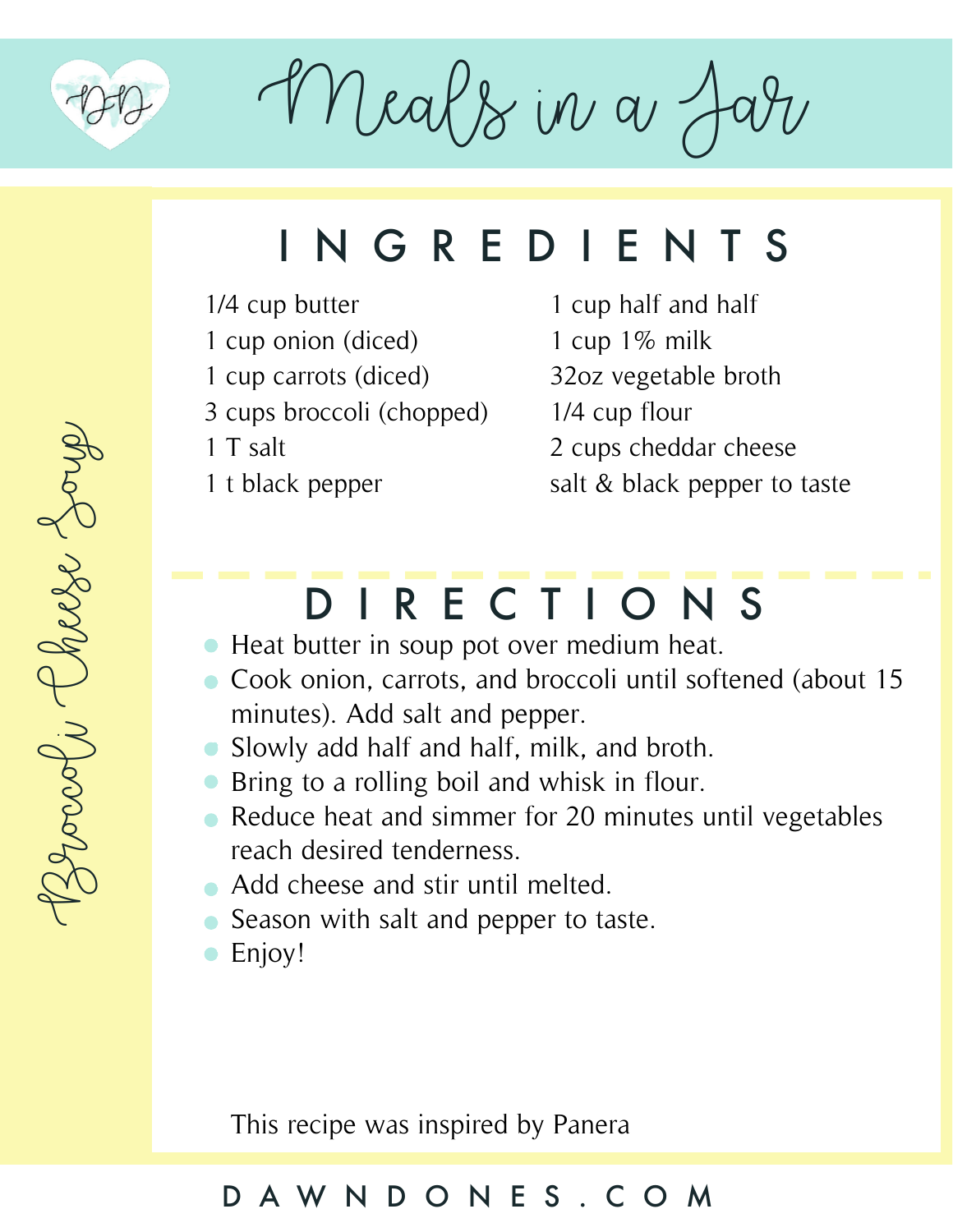# Meals in a Jar

## Broccoli Cheese Soup

## INGREDIENTS

- 1/4 cup butter
- 1 cup onion (diced)
- 1 cup carrots (diced)
- 3 cups broccoli (chopped)
- 1 T salt
- 1 t black pepper
- 1 cup half and half
- 1 cup 1% milk
- 32oz vegetable broth
- 1/4 cup flour
- 2 cups cheddar cheese
- salt & black pepper to taste

## DIRECTIONS

- Heat butter in soup pot over medium heat.
- Cook onion, carrots, and broccoli until softened (about 15 minutes). Add salt and pepper.
- Slowly add half and half, milk, and broth.
- Bring to a rolling boil and whisk in flour.
- Reduce heat and simmer for 20 minutes until vegetables reach desired tenderness.
- Add cheese and stir until melted.
- Season with salt and pepper to taste.
- Enjoy!

This recipe was inspired by Panera

DAWNDONES.COM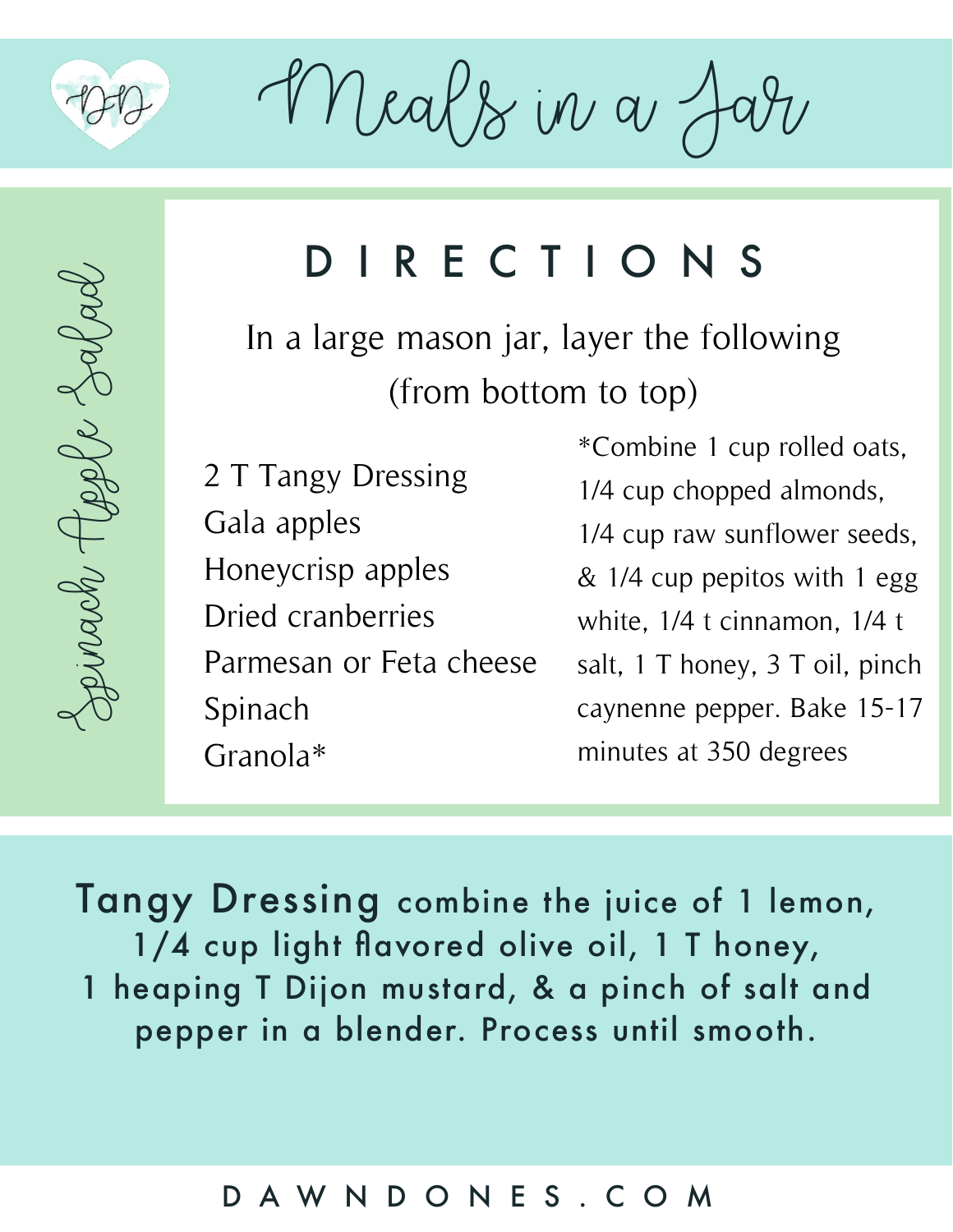# Meals in a Jar

## Spinach Apple Salad

## DIRECTIONS

In a large mason jar, layer the following (from bottom to top)

- 2 T Tangy Dressing
- Gala apples
- Honeycrisp apples
- Dried cranberries
- Parmesan or Feta cheese
- Spinach
- Granola*

*Combine 1 cup rolled oats, 1/4 cup chopped almonds, 1/4 cup raw sunflower seeds, & 1/4 cup pepitos with 1 egg white, 1/4 t cinnamon, 1/4 t salt, 1 T honey, 3 T oil, pinch caynenne pepper. Bake 15-17 minutes at 350 degrees

**Tangy Dressing** combine the juice of 1 lemon, 1/4 cup light flavored olive oil, 1 T honey, 1 heaping T Dijon mustard, & a pinch of salt and pepper in a blender. Process until smooth.

DAWNDONES.COM